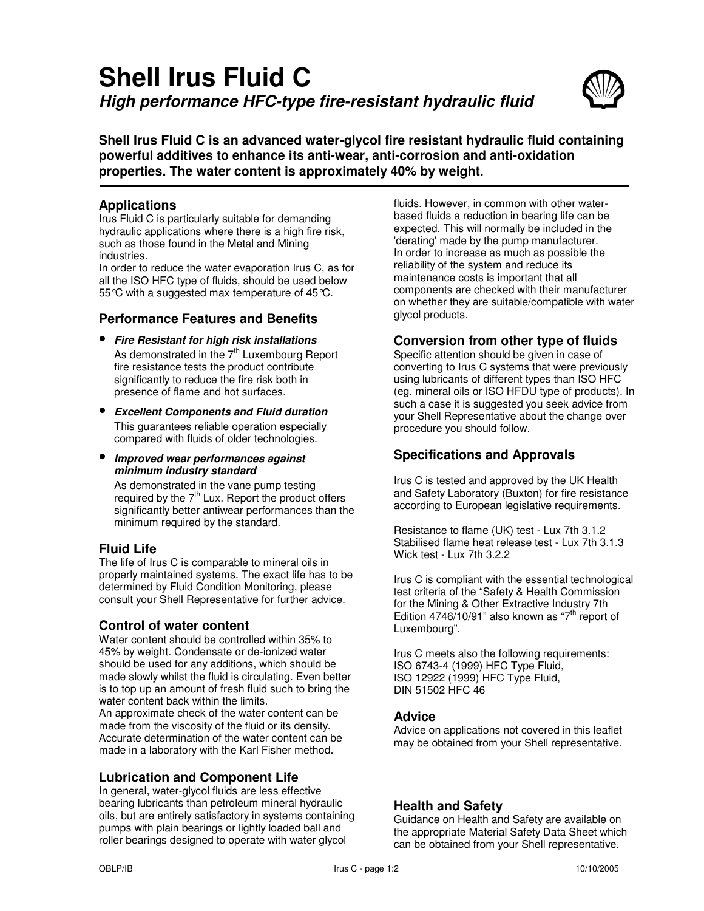# Shell Irus Fluid C

## *High performance HFC-type fire-resistant hydraulic fluid*

**Shell Irus Fluid C is an advanced water-glycol fire resistant hydraulic fluid containing powerful additives to enhance its anti-wear, anti-corrosion and anti-oxidation properties. The water content is approximately 40% by weight.**

### Applications

Irus Fluid C is particularly suitable for demanding hydraulic applications where there is a high fire risk, such as those found in the Metal and Mining industries.
In order to reduce the water evaporation Irus C, as for all the ISO HFC type of fluids, should be used below 55°C with a suggested max temperature of 45°C.

### Performance Features and Benefits

- ***Fire Resistant for high risk installations***
  As demonstrated in the 7th Luxembourg Report fire resistance tests the product contribute significantly to reduce the fire risk both in presence of flame and hot surfaces.
- ***Excellent Components and Fluid duration***
  This guarantees reliable operation especially compared with fluids of older technologies.
- ***Improved wear performances against minimum industry standard***
  As demonstrated in the vane pump testing required by the 7th Lux. Report the product offers significantly better antiwear performances than the minimum required by the standard.

### Fluid Life

The life of Irus C is comparable to mineral oils in properly maintained systems. The exact life has to be determined by Fluid Condition Monitoring, please consult your Shell Representative for further advice.

### Control of water content

Water content should be controlled within 35% to 45% by weight. Condensate or de-ionized water should be used for any additions, which should be made slowly whilst the fluid is circulating. Even better is to top up an amount of fresh fluid such to bring the water content back within the limits.
An approximate check of the water content can be made from the viscosity of the fluid or its density. Accurate determination of the water content can be made in a laboratory with the Karl Fisher method.

### Lubrication and Component Life

In general, water-glycol fluids are less effective bearing lubricants than petroleum mineral hydraulic oils, but are entirely satisfactory in systems containing pumps with plain bearings or lightly loaded ball and roller bearings designed to operate with water glycol fluids. However, in common with other water-based fluids a reduction in bearing life can be expected. This will normally be included in the 'derating' made by the pump manufacturer.
In order to increase as much as possible the reliability of the system and reduce its maintenance costs is important that all components are checked with their manufacturer on whether they are suitable/compatible with water glycol products.

### Conversion from other type of fluids

Specific attention should be given in case of converting to Irus C systems that were previously using lubricants of different types than ISO HFC (eg. mineral oils or ISO HFDU type of products). In such a case it is suggested you seek advice from your Shell Representative about the change over procedure you should follow.

### Specifications and Approvals

Irus C is tested and approved by the UK Health and Safety Laboratory (Buxton) for fire resistance according to European legislative requirements.

Resistance to flame (UK) test - Lux 7th 3.1.2
Stabilised flame heat release test - Lux 7th 3.1.3
Wick test - Lux 7th 3.2.2

Irus C is compliant with the essential technological test criteria of the "Safety & Health Commission for the Mining & Other Extractive Industry 7th Edition 4746/10/91" also known as "7th report of Luxembourg".

Irus C meets also the following requirements:
ISO 6743-4 (1999) HFC Type Fluid,
ISO 12922 (1999) HFC Type Fluid,
DIN 51502 HFC 46

### Advice

Advice on applications not covered in this leaflet may be obtained from your Shell representative.

### Health and Safety

Guidance on Health and Safety are available on the appropriate Material Safety Data Sheet which can be obtained from your Shell representative.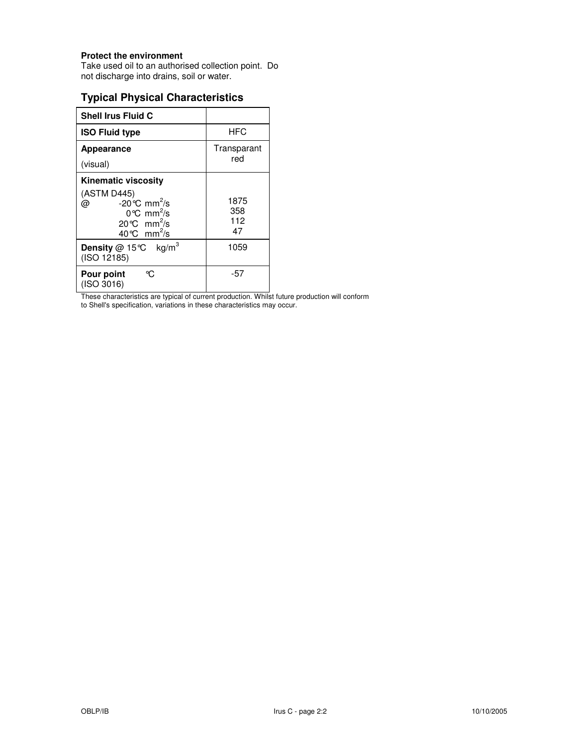**Protect the environment**
Take used oil to an authorised collection point. Do not discharge into drains, soil or water.

## Typical Physical Characteristics

| Shell Irus Fluid C | |
|---|---|
| **ISO Fluid type** | HFC |
| **Appearance** (visual) | Transparant red |
| **Kinematic viscosity** (ASTM D445) @ -20°C $mm^2/s$ | 1875 |
| 0°C $mm^2/s$ | 358 |
| 20°C $mm^2/s$ | 112 |
| 40°C $mm^2/s$ | 47 |
| **Density** @ 15°C $kg/m^3$ (ISO 12185) | 1059 |
| **Pour point** °C (ISO 3016) | -57 |

These characteristics are typical of current production. Whilst future production will conform to Shell's specification, variations in these characteristics may occur.